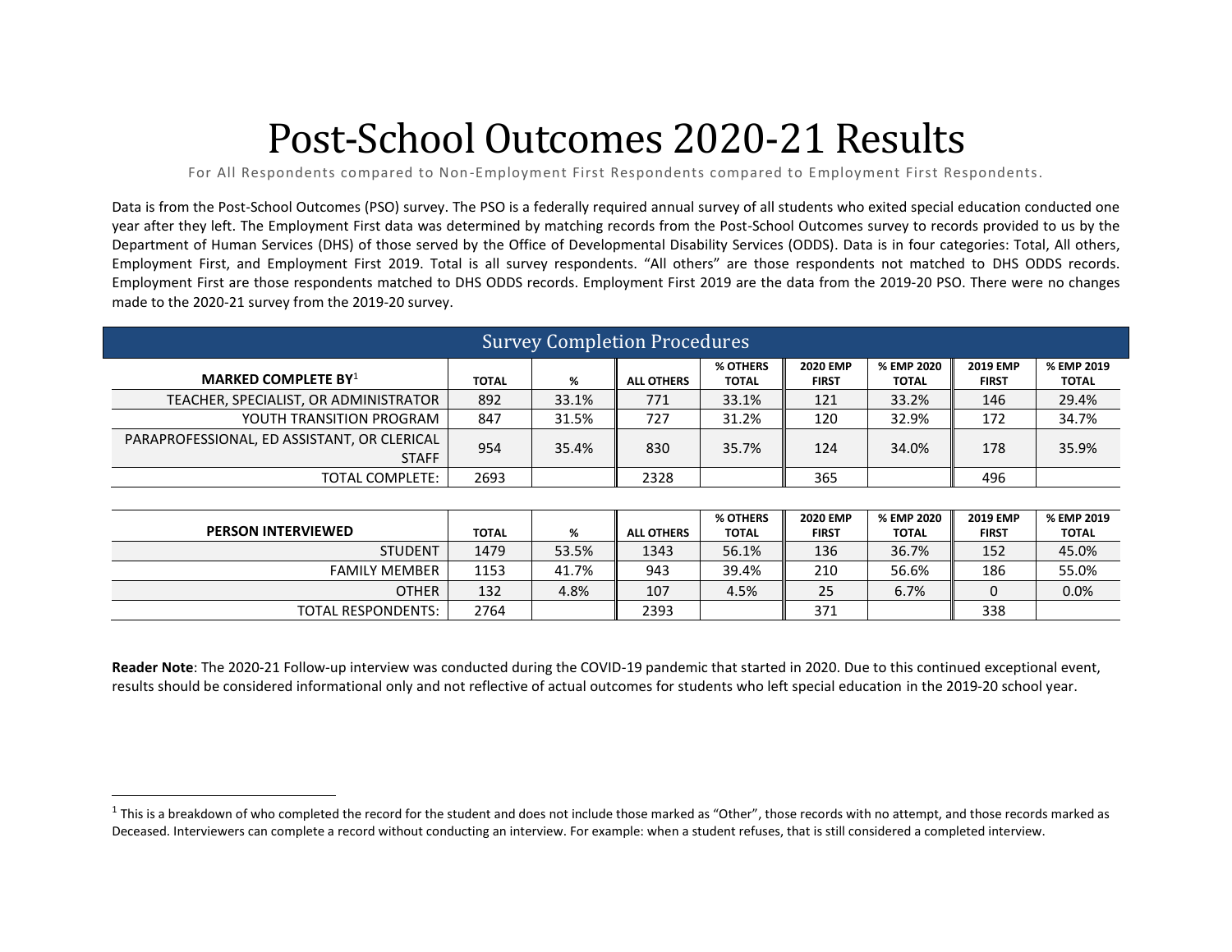# Post-School Outcomes 2020-21 Results

For All Respondents compared to Non-Employment First Respondents compared to Employment First Respondents.

Data is from the Post-School Outcomes (PSO) survey. The PSO is a federally required annual survey of all students who exited special education conducted one year after they left. The Employment First data was determined by matching records from the Post-School Outcomes survey to records provided to us by the Department of Human Services (DHS) of those served by the Office of Developmental Disability Services (ODDS). Data is in four categories: Total, All others, Employment First, and Employment First 2019. Total is all survey respondents. "All others" are those respondents not matched to DHS ODDS records. Employment First are those respondents matched to DHS ODDS records. Employment First 2019 are the data from the 2019-20 PSO. There were no changes made to the 2020-21 survey from the 2019-20 survey.

## Survey Completion Procedures

| **MARKED COMPLETE BY**[1] | TOTAL | % | ALL OTHERS | % OTHERS TOTAL | 2020 EMP FIRST | % EMP 2020 TOTAL | 2019 EMP FIRST | % EMP 2019 TOTAL |
|---|---|---|---|---|---|---|---|---|
| TEACHER, SPECIALIST, OR ADMINISTRATOR | 892 | 33.1% | 771 | 33.1% | 121 | 33.2% | 146 | 29.4% |
| YOUTH TRANSITION PROGRAM | 847 | 31.5% | 727 | 31.2% | 120 | 32.9% | 172 | 34.7% |
| PARAPROFESSIONAL, ED ASSISTANT, OR CLERICAL STAFF | 954 | 35.4% | 830 | 35.7% | 124 | 34.0% | 178 | 35.9% |
| TOTAL COMPLETE: | 2693 | | 2328 | | 365 | | 496 | |

| **PERSON INTERVIEWED** | TOTAL | % | ALL OTHERS | % OTHERS TOTAL | 2020 EMP FIRST | % EMP 2020 TOTAL | 2019 EMP FIRST | % EMP 2019 TOTAL |
|---|---|---|---|---|---|---|---|---|
| STUDENT | 1479 | 53.5% | 1343 | 56.1% | 136 | 36.7% | 152 | 45.0% |
| FAMILY MEMBER | 1153 | 41.7% | 943 | 39.4% | 210 | 56.6% | 186 | 55.0% |
| OTHER | 132 | 4.8% | 107 | 4.5% | 25 | 6.7% | 0 | 0.0% |
| TOTAL RESPONDENTS: | 2764 | | 2393 | | 371 | | 338 | |

**Reader Note**: The 2020-21 Follow-up interview was conducted during the COVID-19 pandemic that started in 2020. Due to this continued exceptional event, results should be considered informational only and not reflective of actual outcomes for students who left special education in the 2019-20 school year.

[1] This is a breakdown of who completed the record for the student and does not include those marked as "Other", those records with no attempt, and those records marked as Deceased. Interviewers can complete a record without conducting an interview. For example: when a student refuses, that is still considered a completed interview.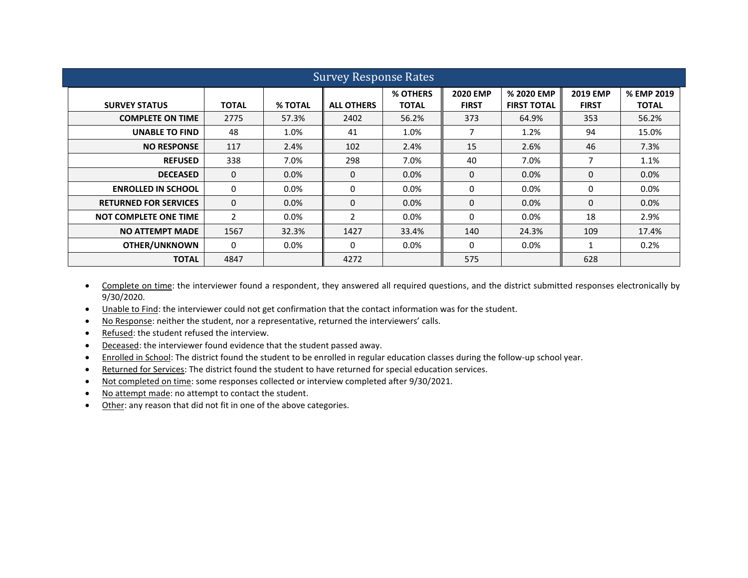## Survey Response Rates

| SURVEY STATUS | TOTAL | % TOTAL | ALL OTHERS | % OTHERS TOTAL | 2020 EMP FIRST | % 2020 EMP FIRST TOTAL | 2019 EMP FIRST | % EMP 2019 TOTAL |
|---|---|---|---|---|---|---|---|---|
| COMPLETE ON TIME | 2775 | 57.3% | 2402 | 56.2% | 373 | 64.9% | 353 | 56.2% |
| UNABLE TO FIND | 48 | 1.0% | 41 | 1.0% | 7 | 1.2% | 94 | 15.0% |
| NO RESPONSE | 117 | 2.4% | 102 | 2.4% | 15 | 2.6% | 46 | 7.3% |
| REFUSED | 338 | 7.0% | 298 | 7.0% | 40 | 7.0% | 7 | 1.1% |
| DECEASED | 0 | 0.0% | 0 | 0.0% | 0 | 0.0% | 0 | 0.0% |
| ENROLLED IN SCHOOL | 0 | 0.0% | 0 | 0.0% | 0 | 0.0% | 0 | 0.0% |
| RETURNED FOR SERVICES | 0 | 0.0% | 0 | 0.0% | 0 | 0.0% | 0 | 0.0% |
| NOT COMPLETE ONE TIME | 2 | 0.0% | 2 | 0.0% | 0 | 0.0% | 18 | 2.9% |
| NO ATTEMPT MADE | 1567 | 32.3% | 1427 | 33.4% | 140 | 24.3% | 109 | 17.4% |
| OTHER/UNKNOWN | 0 | 0.0% | 0 | 0.0% | 0 | 0.0% | 1 | 0.2% |
| TOTAL | 4847 | | 4272 | | 575 | | 628 | |

- Complete on time: the interviewer found a respondent, they answered all required questions, and the district submitted responses electronically by 9/30/2020.
- Unable to Find: the interviewer could not get confirmation that the contact information was for the student.
- No Response: neither the student, nor a representative, returned the interviewers' calls.
- Refused: the student refused the interview.
- Deceased: the interviewer found evidence that the student passed away.
- Enrolled in School: The district found the student to be enrolled in regular education classes during the follow-up school year.
- Returned for Services: The district found the student to have returned for special education services.
- Not completed on time: some responses collected or interview completed after 9/30/2021.
- No attempt made: no attempt to contact the student.
- Other: any reason that did not fit in one of the above categories.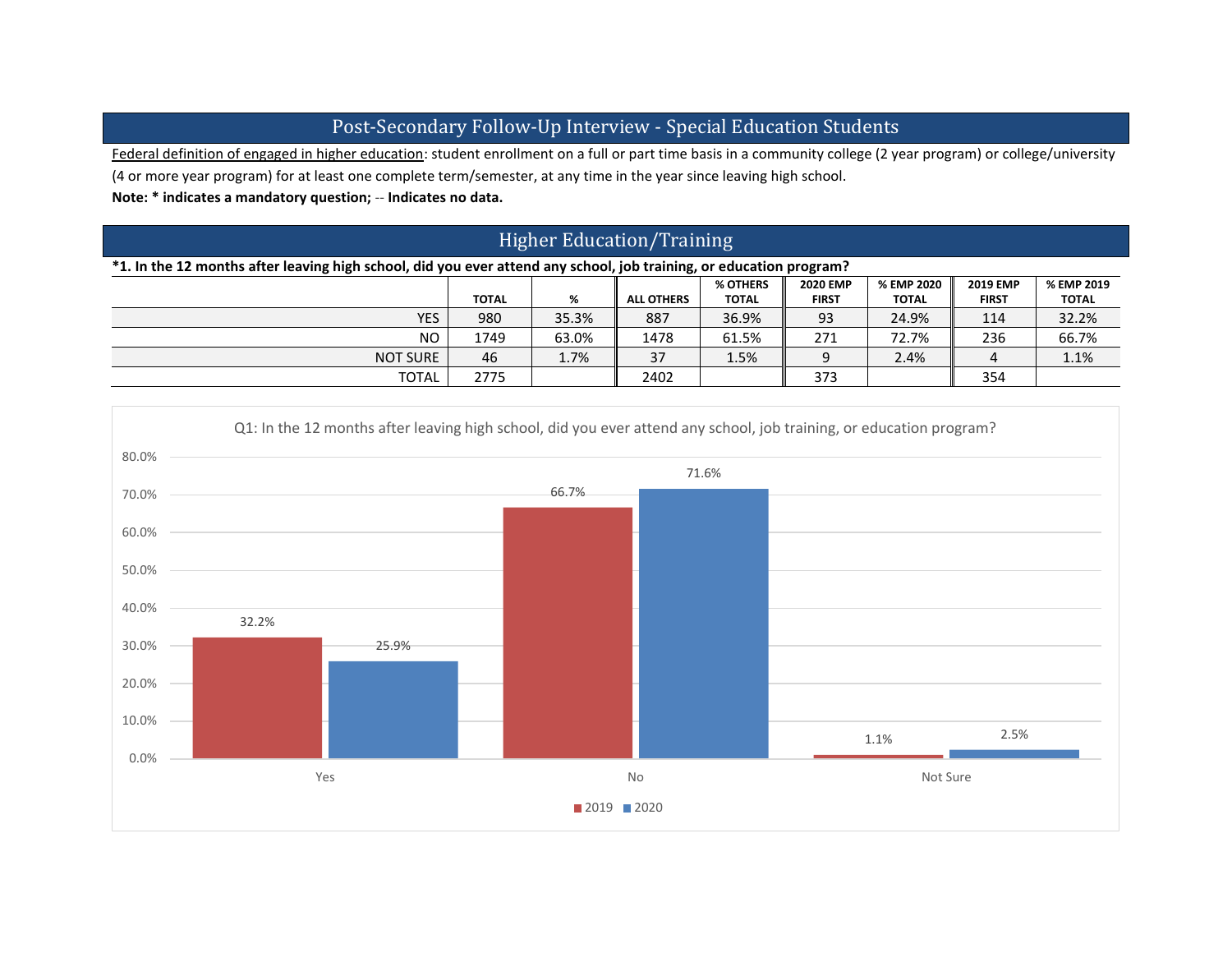# Post-Secondary Follow-Up Interview - Special Education Students

Federal definition of engaged in higher education: student enrollment on a full or part time basis in a community college (2 year program) or college/university (4 or more year program) for at least one complete term/semester, at any time in the year since leaving high school.

**Note: * indicates a mandatory question; -- Indicates no data.**

## Higher Education/Training

**\*1. In the 12 months after leaving high school, did you ever attend any school, job training, or education program?**

| | TOTAL | % | ALL OTHERS | % OTHERS TOTAL | 2020 EMP FIRST | % EMP 2020 TOTAL | 2019 EMP FIRST | % EMP 2019 TOTAL |
|---|---|---|---|---|---|---|---|---|
| YES | 980 | 35.3% | 887 | 36.9% | 93 | 24.9% | 114 | 32.2% |
| NO | 1749 | 63.0% | 1478 | 61.5% | 271 | 72.7% | 236 | 66.7% |
| NOT SURE | 46 | 1.7% | 37 | 1.5% | 9 | 2.4% | 4 | 1.1% |
| TOTAL | 2775 | | 2402 | | 373 | | 354 | |

Q1: In the 12 months after leaving high school, did you ever attend any school, job training, or education program?

| | 2019 | 2020 |
|---|---|---|
| Yes | 32.2% | 25.9% |
| No | 66.7% | 71.6% |
| Not Sure | 1.1% | 2.5% |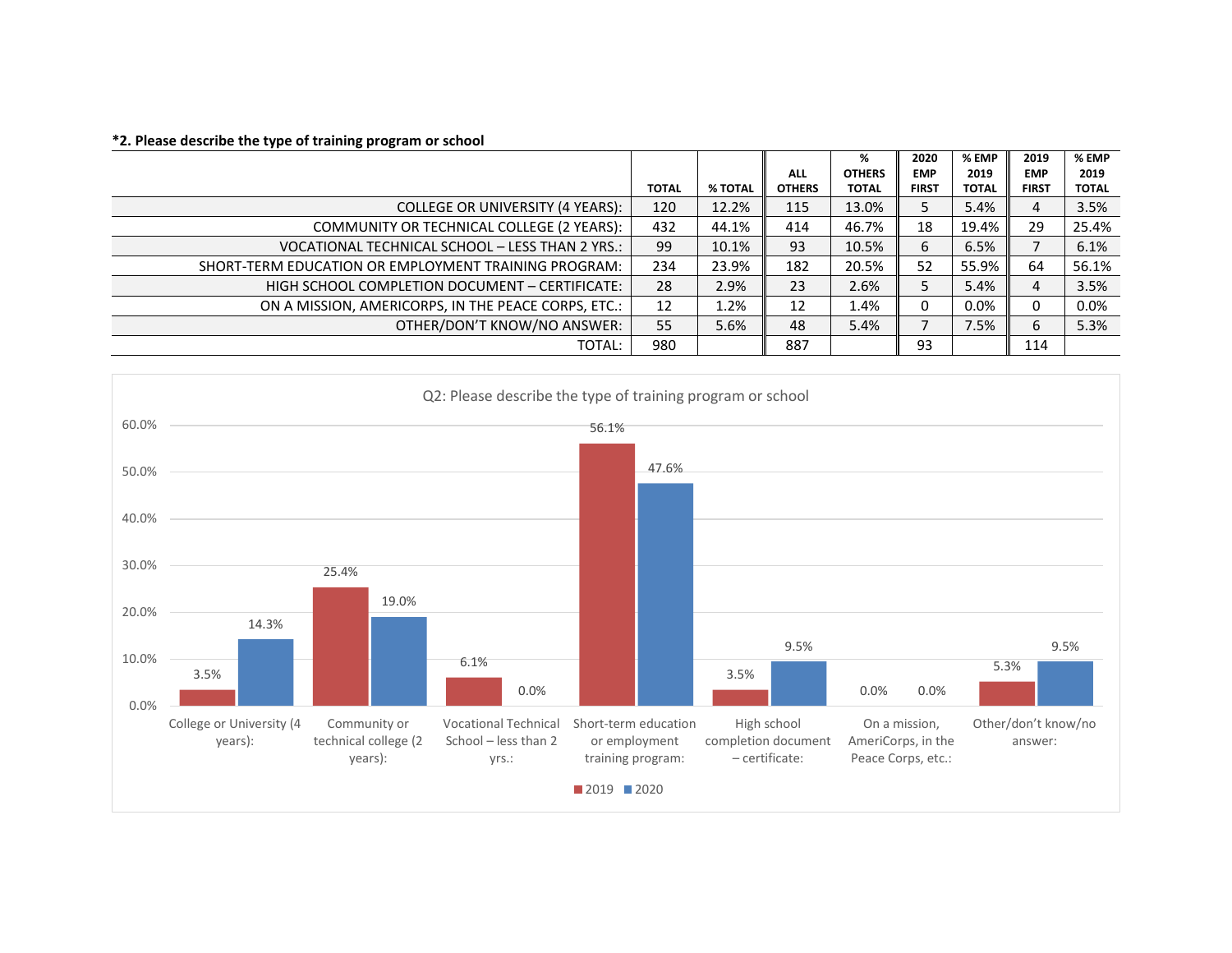**\*2. Please describe the type of training program or school**

| | TOTAL | % TOTAL | ALL OTHERS | % OTHERS TOTAL | 2020 EMP FIRST | % EMP 2019 TOTAL | 2019 EMP FIRST | % EMP 2019 TOTAL |
|---|---|---|---|---|---|---|---|---|
| COLLEGE OR UNIVERSITY (4 YEARS): | 120 | 12.2% | 115 | 13.0% | 5 | 5.4% | 4 | 3.5% |
| COMMUNITY OR TECHNICAL COLLEGE (2 YEARS): | 432 | 44.1% | 414 | 46.7% | 18 | 19.4% | 29 | 25.4% |
| VOCATIONAL TECHNICAL SCHOOL – LESS THAN 2 YRS.: | 99 | 10.1% | 93 | 10.5% | 6 | 6.5% | 7 | 6.1% |
| SHORT-TERM EDUCATION OR EMPLOYMENT TRAINING PROGRAM: | 234 | 23.9% | 182 | 20.5% | 52 | 55.9% | 64 | 56.1% |
| HIGH SCHOOL COMPLETION DOCUMENT – CERTIFICATE: | 28 | 2.9% | 23 | 2.6% | 5 | 5.4% | 4 | 3.5% |
| ON A MISSION, AMERICORPS, IN THE PEACE CORPS, ETC.: | 12 | 1.2% | 12 | 1.4% | 0 | 0.0% | 0 | 0.0% |
| OTHER/DON'T KNOW/NO ANSWER: | 55 | 5.6% | 48 | 5.4% | 7 | 7.5% | 6 | 5.3% |
| TOTAL: | 980 | | 887 | | 93 | | 114 | |

**Q2: Please describe the type of training program or school**

| | 2019 | 2020 |
|---|---|---|
| College or University (4 years): | 3.5% | 14.3% |
| Community or technical college (2 years): | 25.4% | 19.0% |
| Vocational Technical School – less than 2 yrs.: | 6.1% | 0.0% |
| Short-term education or employment training program: | 56.1% | 47.6% |
| High school completion document – certificate: | 3.5% | 9.5% |
| On a mission, AmeriCorps, in the Peace Corps, etc.: | 0.0% | 0.0% |
| Other/don't know/no answer: | 5.3% | 9.5% |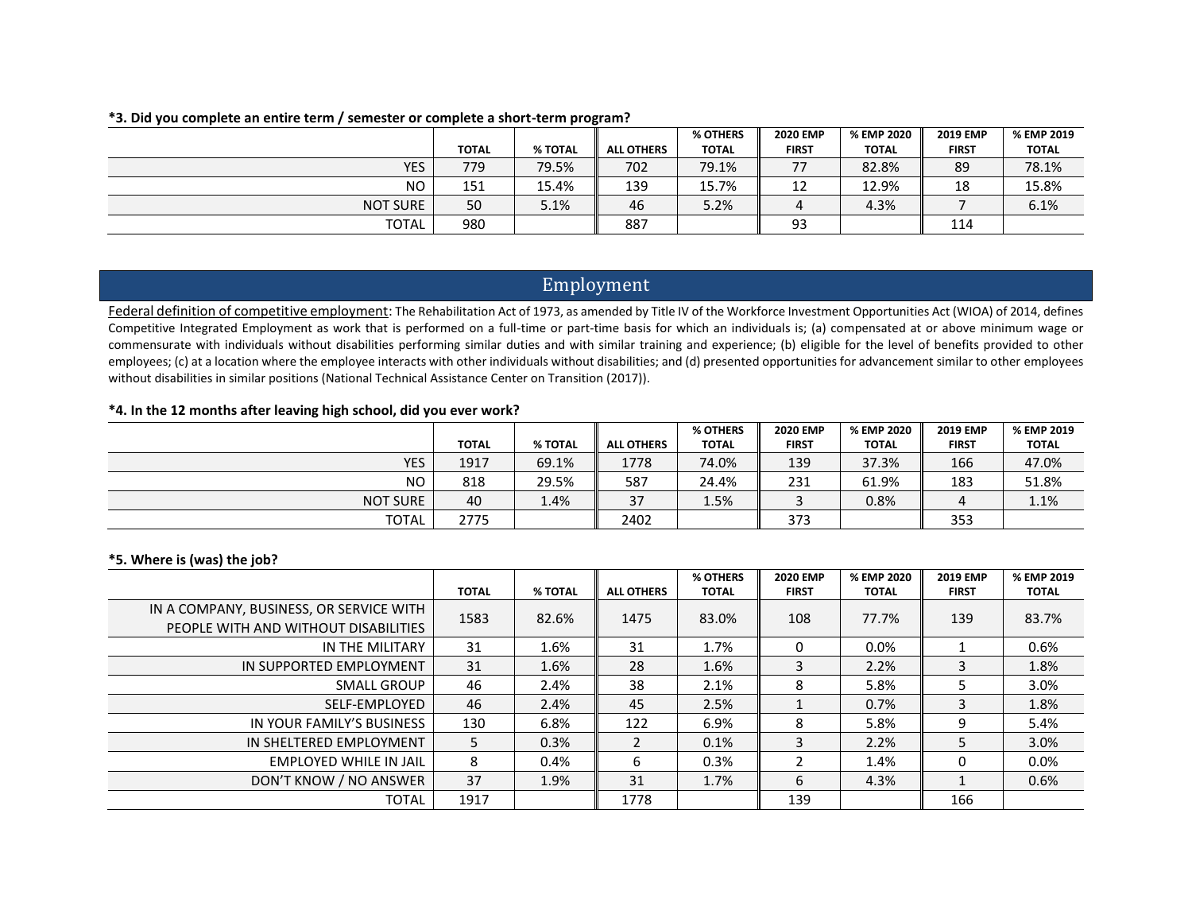**\*3. Did you complete an entire term / semester or complete a short-term program?**

| | TOTAL | % TOTAL | ALL OTHERS | % OTHERS TOTAL | 2020 EMP FIRST | % EMP 2020 TOTAL | 2019 EMP FIRST | % EMP 2019 TOTAL |
|---|---|---|---|---|---|---|---|---|
| YES | 779 | 79.5% | 702 | 79.1% | 77 | 82.8% | 89 | 78.1% |
| NO | 151 | 15.4% | 139 | 15.7% | 12 | 12.9% | 18 | 15.8% |
| NOT SURE | 50 | 5.1% | 46 | 5.2% | 4 | 4.3% | 7 | 6.1% |
| TOTAL | 980 | | 887 | | 93 | | 114 | |

## Employment

Federal definition of competitive employment: The Rehabilitation Act of 1973, as amended by Title IV of the Workforce Investment Opportunities Act (WIOA) of 2014, defines Competitive Integrated Employment as work that is performed on a full-time or part-time basis for which an individuals is; (a) compensated at or above minimum wage or commensurate with individuals without disabilities performing similar duties and with similar training and experience; (b) eligible for the level of benefits provided to other employees; (c) at a location where the employee interacts with other individuals without disabilities; and (d) presented opportunities for advancement similar to other employees without disabilities in similar positions (National Technical Assistance Center on Transition (2017)).

**\*4. In the 12 months after leaving high school, did you ever work?**

| | TOTAL | % TOTAL | ALL OTHERS | % OTHERS TOTAL | 2020 EMP FIRST | % EMP 2020 TOTAL | 2019 EMP FIRST | % EMP 2019 TOTAL |
|---|---|---|---|---|---|---|---|---|
| YES | 1917 | 69.1% | 1778 | 74.0% | 139 | 37.3% | 166 | 47.0% |
| NO | 818 | 29.5% | 587 | 24.4% | 231 | 61.9% | 183 | 51.8% |
| NOT SURE | 40 | 1.4% | 37 | 1.5% | 3 | 0.8% | 4 | 1.1% |
| TOTAL | 2775 | | 2402 | | 373 | | 353 | |

**\*5. Where is (was) the job?**

| | TOTAL | % TOTAL | ALL OTHERS | % OTHERS TOTAL | 2020 EMP FIRST | % EMP 2020 TOTAL | 2019 EMP FIRST | % EMP 2019 TOTAL |
|---|---|---|---|---|---|---|---|---|
| IN A COMPANY, BUSINESS, OR SERVICE WITH PEOPLE WITH AND WITHOUT DISABILITIES | 1583 | 82.6% | 1475 | 83.0% | 108 | 77.7% | 139 | 83.7% |
| IN THE MILITARY | 31 | 1.6% | 31 | 1.7% | 0 | 0.0% | 1 | 0.6% |
| IN SUPPORTED EMPLOYMENT | 31 | 1.6% | 28 | 1.6% | 3 | 2.2% | 3 | 1.8% |
| SMALL GROUP | 46 | 2.4% | 38 | 2.1% | 8 | 5.8% | 5 | 3.0% |
| SELF-EMPLOYED | 46 | 2.4% | 45 | 2.5% | 1 | 0.7% | 3 | 1.8% |
| IN YOUR FAMILY'S BUSINESS | 130 | 6.8% | 122 | 6.9% | 8 | 5.8% | 9 | 5.4% |
| IN SHELTERED EMPLOYMENT | 5 | 0.3% | 2 | 0.1% | 3 | 2.2% | 5 | 3.0% |
| EMPLOYED WHILE IN JAIL | 8 | 0.4% | 6 | 0.3% | 2 | 1.4% | 0 | 0.0% |
| DON'T KNOW / NO ANSWER | 37 | 1.9% | 31 | 1.7% | 6 | 4.3% | 1 | 0.6% |
| TOTAL | 1917 | | 1778 | | 139 | | 166 | |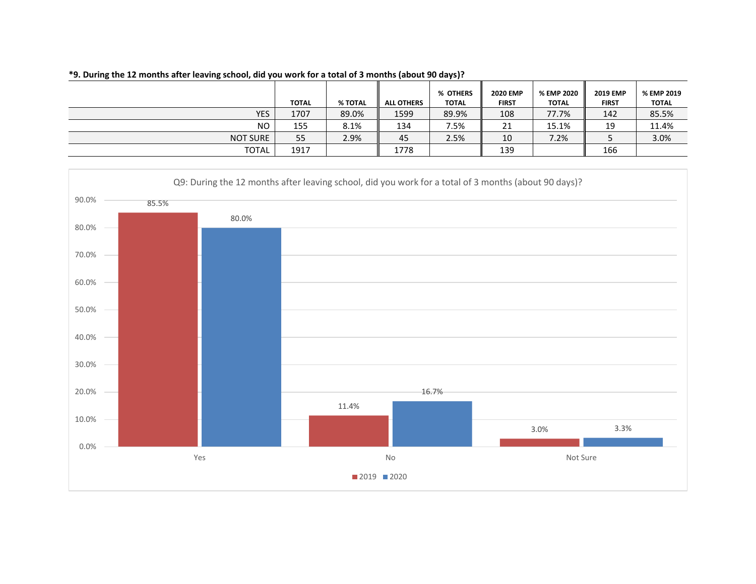**\*9. During the 12 months after leaving school, did you work for a total of 3 months (about 90 days)?**

| | TOTAL | % TOTAL | ALL OTHERS | % OTHERS TOTAL | 2020 EMP FIRST | % EMP 2020 TOTAL | 2019 EMP FIRST | % EMP 2019 TOTAL |
|---|---|---|---|---|---|---|---|---|
| YES | 1707 | 89.0% | 1599 | 89.9% | 108 | 77.7% | 142 | 85.5% |
| NO | 155 | 8.1% | 134 | 7.5% | 21 | 15.1% | 19 | 11.4% |
| NOT SURE | 55 | 2.9% | 45 | 2.5% | 10 | 7.2% | 5 | 3.0% |
| TOTAL | 1917 | | 1778 | | 139 | | 166 | |

Q9: During the 12 months after leaving school, did you work for a total of 3 months (about 90 days)?

| | 2019 | 2020 |
|---|---|---|
| Yes | 85.5% | 80.0% |
| No | 11.4% | 16.7% |
| Not Sure | 3.0% | 3.3% |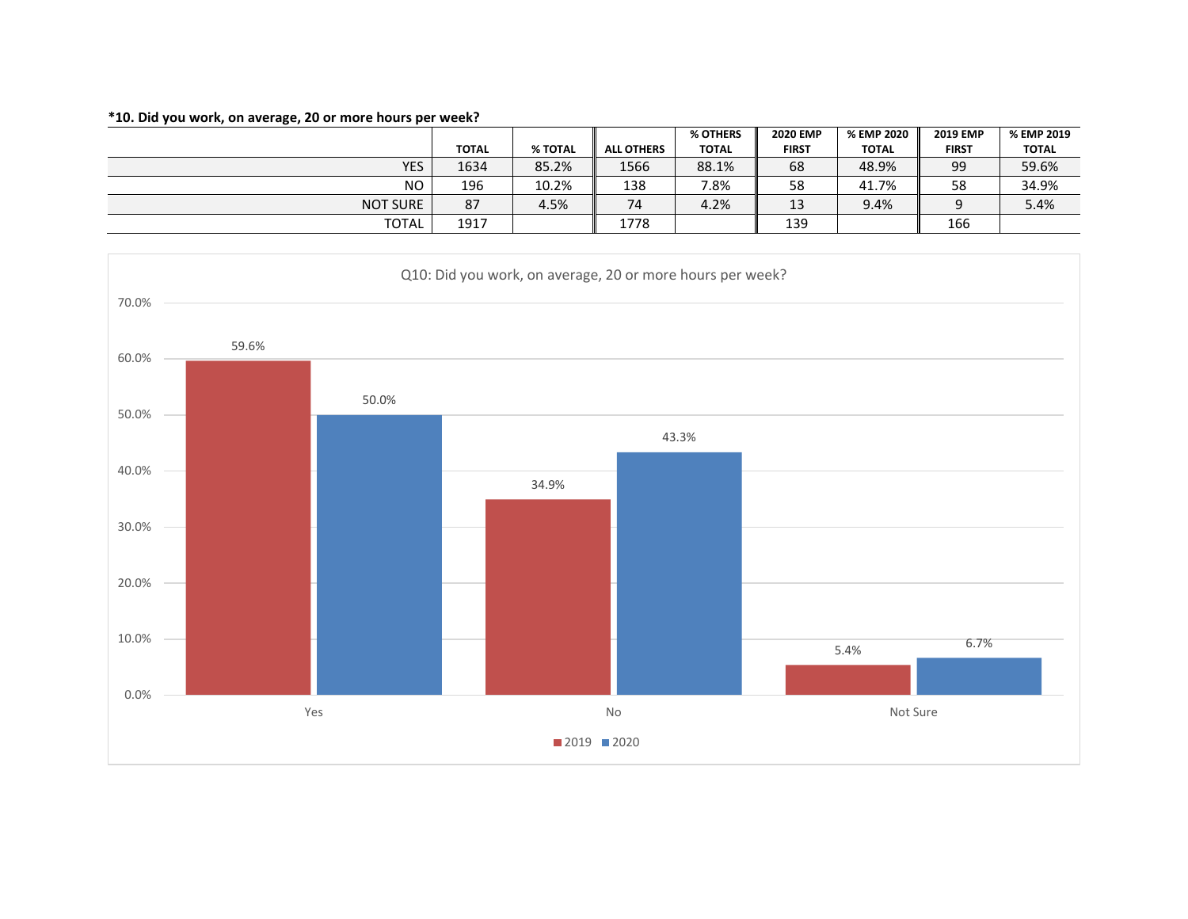**\*10. Did you work, on average, 20 or more hours per week?**

| | TOTAL | % TOTAL | ALL OTHERS | % OTHERS TOTAL | 2020 EMP FIRST | % EMP 2020 TOTAL | 2019 EMP FIRST | % EMP 2019 TOTAL |
|---|---|---|---|---|---|---|---|---|
| YES | 1634 | 85.2% | 1566 | 88.1% | 68 | 48.9% | 99 | 59.6% |
| NO | 196 | 10.2% | 138 | 7.8% | 58 | 41.7% | 58 | 34.9% |
| NOT SURE | 87 | 4.5% | 74 | 4.2% | 13 | 9.4% | 9 | 5.4% |
| TOTAL | 1917 | | 1778 | | 139 | | 166 | |

Q10: Did you work, on average, 20 or more hours per week?

| | 2019 | 2020 |
|---|---|---|
| Yes | 59.6% | 50.0% |
| No | 34.9% | 43.3% |
| Not Sure | 5.4% | 6.7% |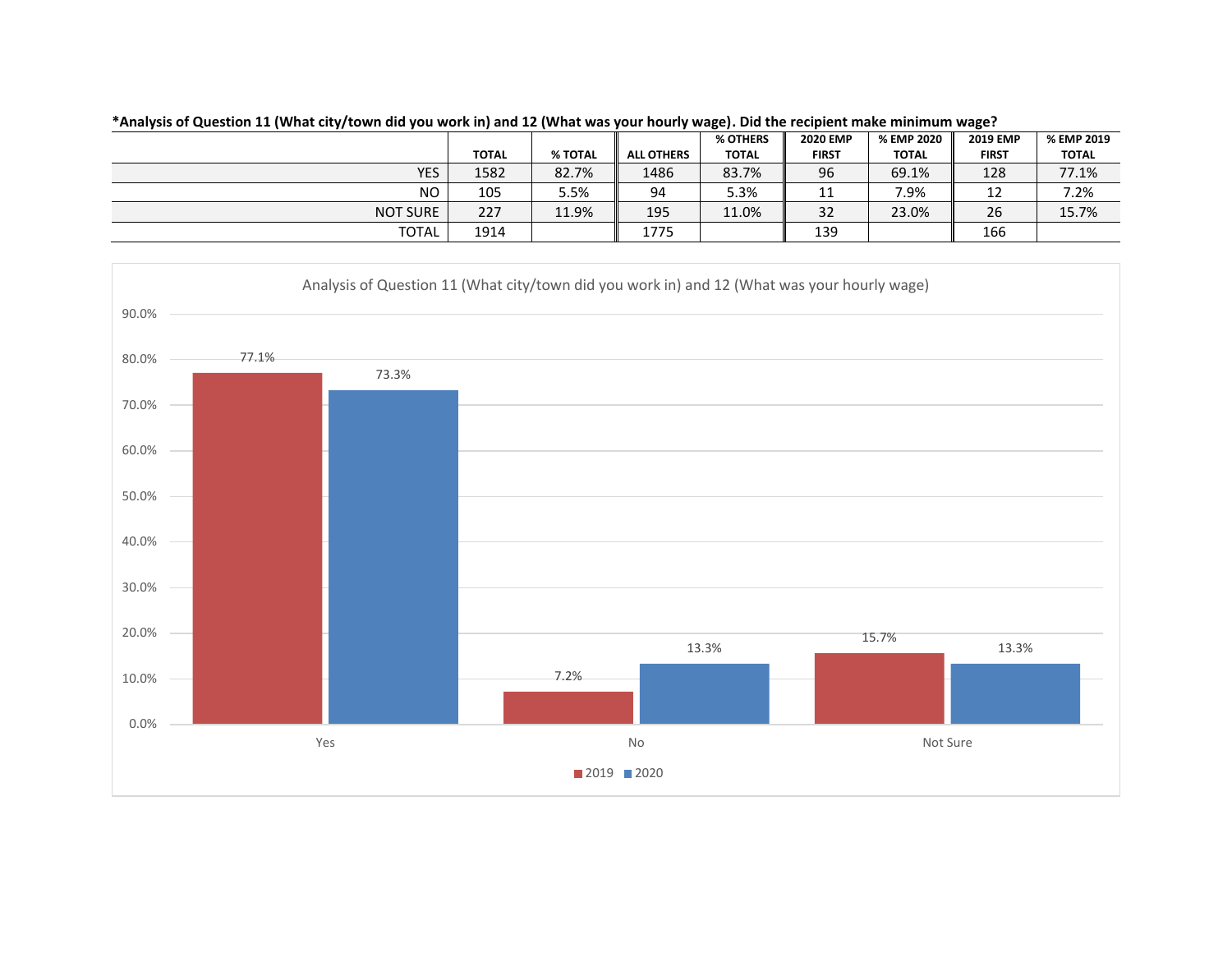**\*Analysis of Question 11 (What city/town did you work in) and 12 (What was your hourly wage). Did the recipient make minimum wage?**

| | TOTAL | % TOTAL | ALL OTHERS | % OTHERS TOTAL | 2020 EMP FIRST | % EMP 2020 TOTAL | 2019 EMP FIRST | % EMP 2019 TOTAL |
|---|---|---|---|---|---|---|---|---|
| YES | 1582 | 82.7% | 1486 | 83.7% | 96 | 69.1% | 128 | 77.1% |
| NO | 105 | 5.5% | 94 | 5.3% | 11 | 7.9% | 12 | 7.2% |
| NOT SURE | 227 | 11.9% | 195 | 11.0% | 32 | 23.0% | 26 | 15.7% |
| TOTAL | 1914 | | 1775 | | 139 | | 166 | |

Analysis of Question 11 (What city/town did you work in) and 12 (What was your hourly wage)

| | 2019 | 2020 |
|---|---|---|
| Yes | 77.1% | 73.3% |
| No | 7.2% | 13.3% |
| Not Sure | 15.7% | 13.3% |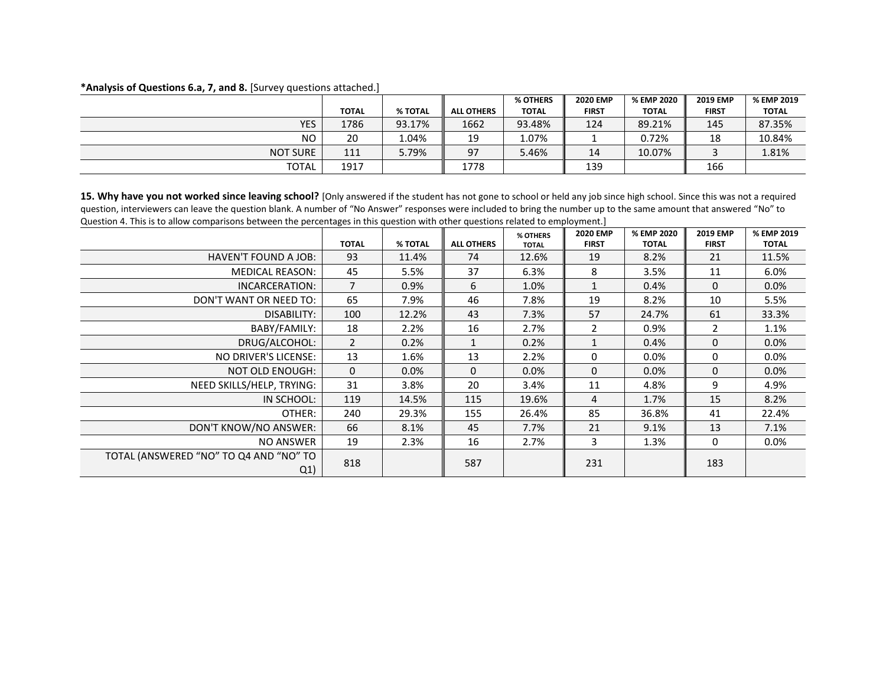**\*Analysis of Questions 6.a, 7, and 8.** [Survey questions attached.]

| | TOTAL | % TOTAL | ALL OTHERS | % OTHERS TOTAL | 2020 EMP FIRST | % EMP 2020 TOTAL | 2019 EMP FIRST | % EMP 2019 TOTAL |
|---|---|---|---|---|---|---|---|---|
| YES | 1786 | 93.17% | 1662 | 93.48% | 124 | 89.21% | 145 | 87.35% |
| NO | 20 | 1.04% | 19 | 1.07% | 1 | 0.72% | 18 | 10.84% |
| NOT SURE | 111 | 5.79% | 97 | 5.46% | 14 | 10.07% | 3 | 1.81% |
| TOTAL | 1917 | | 1778 | | 139 | | 166 | |

**15. Why have you not worked since leaving school?** [Only answered if the student has not gone to school or held any job since high school. Since this was not a required question, interviewers can leave the question blank. A number of "No Answer" responses were included to bring the number up to the same amount that answered "No" to Question 4. This is to allow comparisons between the percentages in this question with other questions related to employment.]

| | TOTAL | % TOTAL | ALL OTHERS | % OTHERS TOTAL | 2020 EMP FIRST | % EMP 2020 TOTAL | 2019 EMP FIRST | % EMP 2019 TOTAL |
|---|---|---|---|---|---|---|---|---|
| HAVEN'T FOUND A JOB: | 93 | 11.4% | 74 | 12.6% | 19 | 8.2% | 21 | 11.5% |
| MEDICAL REASON: | 45 | 5.5% | 37 | 6.3% | 8 | 3.5% | 11 | 6.0% |
| INCARCERATION: | 7 | 0.9% | 6 | 1.0% | 1 | 0.4% | 0 | 0.0% |
| DON'T WANT OR NEED TO: | 65 | 7.9% | 46 | 7.8% | 19 | 8.2% | 10 | 5.5% |
| DISABILITY: | 100 | 12.2% | 43 | 7.3% | 57 | 24.7% | 61 | 33.3% |
| BABY/FAMILY: | 18 | 2.2% | 16 | 2.7% | 2 | 0.9% | 2 | 1.1% |
| DRUG/ALCOHOL: | 2 | 0.2% | 1 | 0.2% | 1 | 0.4% | 0 | 0.0% |
| NO DRIVER'S LICENSE: | 13 | 1.6% | 13 | 2.2% | 0 | 0.0% | 0 | 0.0% |
| NOT OLD ENOUGH: | 0 | 0.0% | 0 | 0.0% | 0 | 0.0% | 0 | 0.0% |
| NEED SKILLS/HELP, TRYING: | 31 | 3.8% | 20 | 3.4% | 11 | 4.8% | 9 | 4.9% |
| IN SCHOOL: | 119 | 14.5% | 115 | 19.6% | 4 | 1.7% | 15 | 8.2% |
| OTHER: | 240 | 29.3% | 155 | 26.4% | 85 | 36.8% | 41 | 22.4% |
| DON'T KNOW/NO ANSWER: | 66 | 8.1% | 45 | 7.7% | 21 | 9.1% | 13 | 7.1% |
| NO ANSWER | 19 | 2.3% | 16 | 2.7% | 3 | 1.3% | 0 | 0.0% |
| TOTAL (ANSWERED "NO" TO Q4 AND "NO" TO Q1) | 818 | | 587 | | 231 | | 183 | |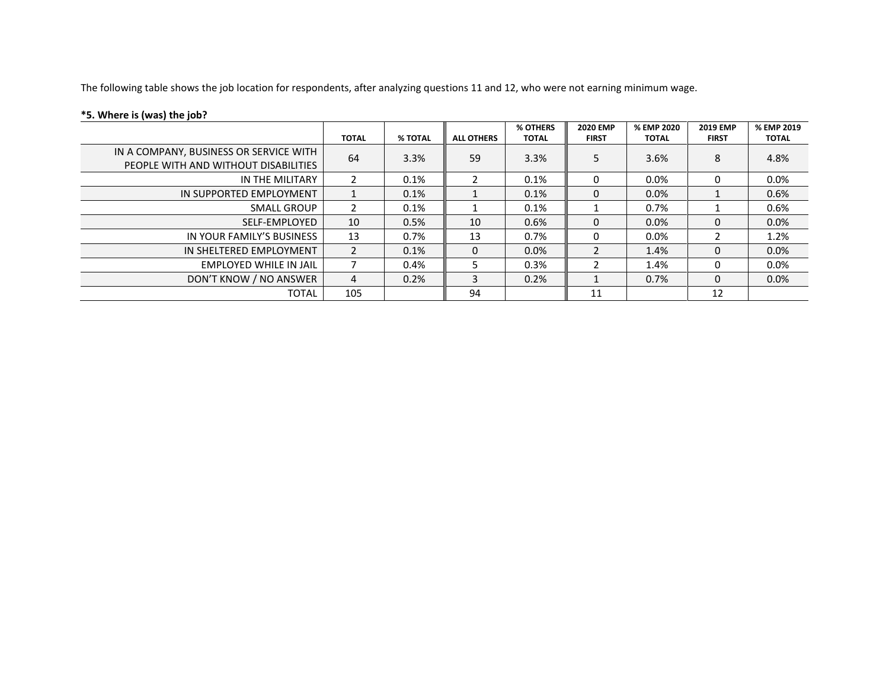The following table shows the job location for respondents, after analyzing questions 11 and 12, who were not earning minimum wage.

**\*5. Where is (was) the job?**

| | TOTAL | % TOTAL | ALL OTHERS | % OTHERS TOTAL | 2020 EMP FIRST | % EMP 2020 TOTAL | 2019 EMP FIRST | % EMP 2019 TOTAL |
|---|---|---|---|---|---|---|---|---|
| IN A COMPANY, BUSINESS OR SERVICE WITH PEOPLE WITH AND WITHOUT DISABILITIES | 64 | 3.3% | 59 | 3.3% | 5 | 3.6% | 8 | 4.8% |
| IN THE MILITARY | 2 | 0.1% | 2 | 0.1% | 0 | 0.0% | 0 | 0.0% |
| IN SUPPORTED EMPLOYMENT | 1 | 0.1% | 1 | 0.1% | 0 | 0.0% | 1 | 0.6% |
| SMALL GROUP | 2 | 0.1% | 1 | 0.1% | 1 | 0.7% | 1 | 0.6% |
| SELF-EMPLOYED | 10 | 0.5% | 10 | 0.6% | 0 | 0.0% | 0 | 0.0% |
| IN YOUR FAMILY'S BUSINESS | 13 | 0.7% | 13 | 0.7% | 0 | 0.0% | 2 | 1.2% |
| IN SHELTERED EMPLOYMENT | 2 | 0.1% | 0 | 0.0% | 2 | 1.4% | 0 | 0.0% |
| EMPLOYED WHILE IN JAIL | 7 | 0.4% | 5 | 0.3% | 2 | 1.4% | 0 | 0.0% |
| DON'T KNOW / NO ANSWER | 4 | 0.2% | 3 | 0.2% | 1 | 0.7% | 0 | 0.0% |
| TOTAL | 105 | | 94 | | 11 | | 12 | |